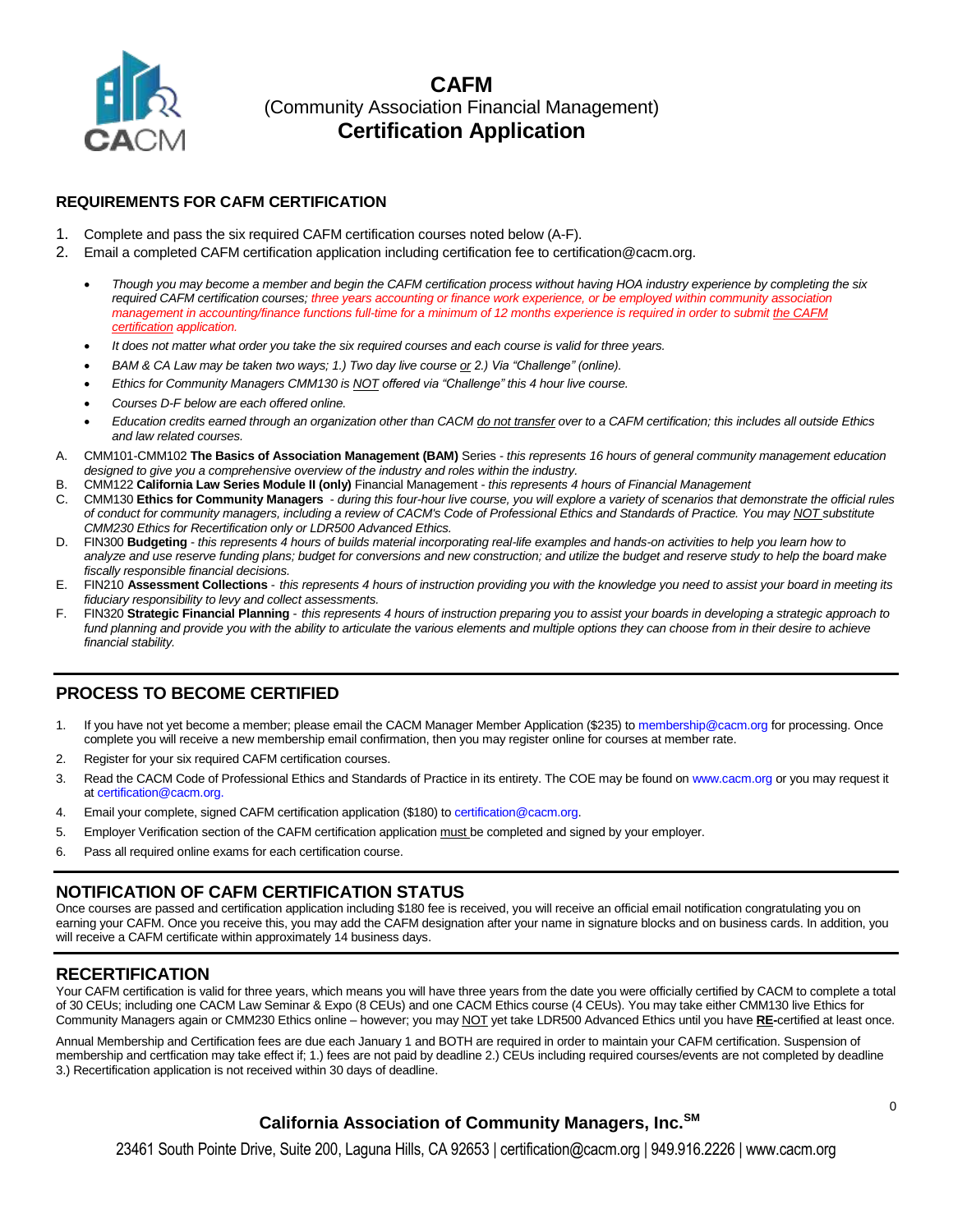# CAFM
(Community Association Financial Management)
**Certification Application**

## REQUIREMENTS FOR CAFM CERTIFICATION

1. Complete and pass the six required CAFM certification courses noted below (A-F).
2. Email a completed CAFM certification application including certification fee to certification@cacm.org.

- *Though you may become a member and begin the CAFM certification process without having HOA industry experience by completing the six required CAFM certification courses; three years accounting or finance work experience, or be employed within community association management in accounting/finance functions full-time for a minimum of 12 months experience is required in order to submit the CAFM certification application.*
- *It does not matter what order you take the six required courses and each course is valid for three years.*
- *BAM & CA Law may be taken two ways; 1.) Two day live course or 2.) Via "Challenge" (online).*
- *Ethics for Community Managers CMM130 is NOT offered via "Challenge" this 4 hour live course.*
- *Courses D-F below are each offered online.*
- *Education credits earned through an organization other than CACM do not transfer over to a CAFM certification; this includes all outside Ethics and law related courses.*

A. CMM101-CMM102 **The Basics of Association Management (BAM)** Series - *this represents 16 hours of general community management education designed to give you a comprehensive overview of the industry and roles within the industry.*
B. CMM122 **California Law Series Module II (only)** Financial Management - *this represents 4 hours of Financial Management*
C. CMM130 **Ethics for Community Managers** - *during this four-hour live course, you will explore a variety of scenarios that demonstrate the official rules of conduct for community managers, including a review of CACM's Code of Professional Ethics and Standards of Practice. You may NOT substitute CMM230 Ethics for Recertification only or LDR500 Advanced Ethics.*
D. FIN300 **Budgeting** - *this represents 4 hours of builds material incorporating real-life examples and hands-on activities to help you learn how to analyze and use reserve funding plans; budget for conversions and new construction; and utilize the budget and reserve study to help the board make fiscally responsible financial decisions.*
E. FIN210 **Assessment Collections** - *this represents 4 hours of instruction providing you with the knowledge you need to assist your board in meeting its fiduciary responsibility to levy and collect assessments.*
F. FIN320 **Strategic Financial Planning** - *this represents 4 hours of instruction preparing you to assist your boards in developing a strategic approach to fund planning and provide you with the ability to articulate the various elements and multiple options they can choose from in their desire to achieve financial stability.*

## PROCESS TO BECOME CERTIFIED

1. If you have not yet become a member; please email the CACM Manager Member Application ($235) to membership@cacm.org for processing. Once complete you will receive a new membership email confirmation, then you may register online for courses at member rate.
2. Register for your six required CAFM certification courses.
3. Read the CACM Code of Professional Ethics and Standards of Practice in its entirety. The COE may be found on www.cacm.org or you may request it at certification@cacm.org.
4. Email your complete, signed CAFM certification application ($180) to certification@cacm.org.
5. Employer Verification section of the CAFM certification application must be completed and signed by your employer.
6. Pass all required online exams for each certification course.

## NOTIFICATION OF CAFM CERTIFICATION STATUS

Once courses are passed and certification application including $180 fee is received, you will receive an official email notification congratulating you on earning your CAFM. Once you receive this, you may add the CAFM designation after your name in signature blocks and on business cards. In addition, you will receive a CAFM certificate within approximately 14 business days.

## RECERTIFICATION

Your CAFM certification is valid for three years, which means you will have three years from the date you were officially certified by CACM to complete a total of 30 CEUs; including one CACM Law Seminar & Expo (8 CEUs) and one CACM Ethics course (4 CEUs). You may take either CMM130 live Ethics for Community Managers again or CMM230 Ethics online – however; you may NOT yet take LDR500 Advanced Ethics until you have **RE**-certified at least once.

Annual Membership and Certification fees are due each January 1 and BOTH are required in order to maintain your CAFM certification. Suspension of membership and certfication may take effect if; 1.) fees are not paid by deadline 2.) CEUs including required courses/events are not completed by deadline 3.) Recertification application is not received within 30 days of deadline.

**California Association of Community Managers, Inc.**[SM]

23461 South Pointe Drive, Suite 200, Laguna Hills, CA 92653 | certification@cacm.org | 949.916.2226 | www.cacm.org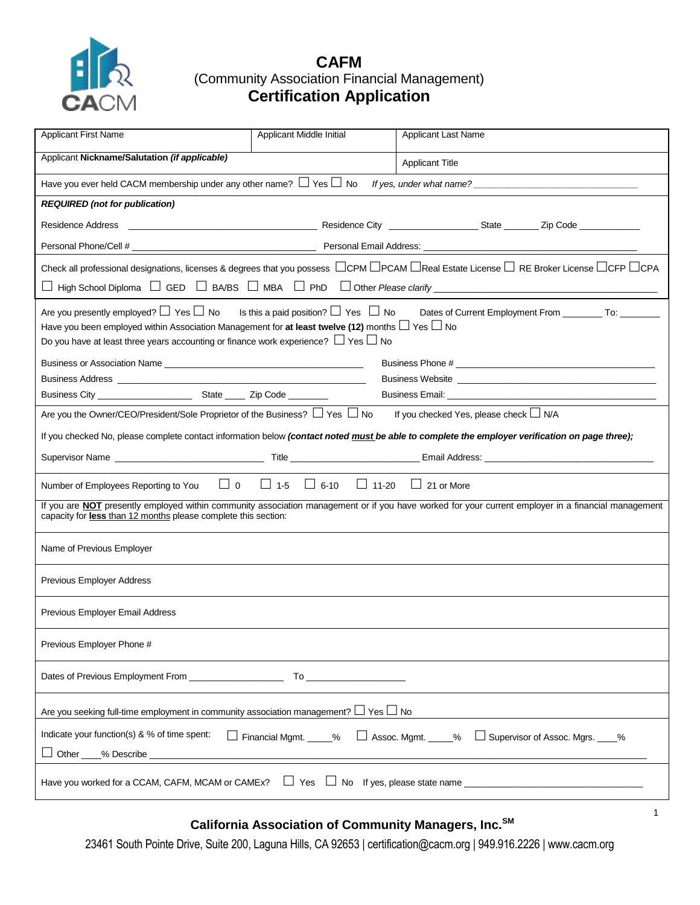# CAFM
## (Community Association Financial Management)
## Certification Application

| Applicant First Name | Applicant Middle Initial | Applicant Last Name |
|---|---|---|
| Applicant **Nickname/Salutation** ***(if applicable)*** | | Applicant Title |

Have you ever held CACM membership under any other name? ☐ Yes ☐ No *If yes, under what name?* ______________________________

***REQUIRED (not for publication)***

Residence Address ______________________________ Residence City ________________ State ______ Zip Code ____________

Personal Phone/Cell # ______________________________ Personal Email Address: ______________________________

Check all professional designations, licenses & degrees that you possess ☐CPM ☐PCAM ☐Real Estate License ☐ RE Broker License ☐CFP ☐CPA

☐ High School Diploma ☐ GED ☐ BA/BS ☐ MBA ☐ PhD ☐ Other *Please clarify* ______________________________

Are you presently employed? ☐ Yes ☐ No Is this a paid position? ☐ Yes ☐ No Dates of Current Employment From _______ To: _______

Have you been employed within Association Management for **at least twelve (12)** months ☐ Yes ☐ No

Do you have at least three years accounting or finance work experience? ☐ Yes ☐ No

Business or Association Name ______________________________ Business Phone # ______________________________

Business Address ______________________________ Business Website ______________________________

Business City ________________ State ____ Zip Code _______ Business Email: ______________________________

Are you the Owner/CEO/President/Sole Proprietor of the Business? ☐ Yes ☐ No If you checked Yes, please check ☐ N/A

If you checked No, please complete contact information below ***(contact noted must be able to complete the employer verification on page three);***

Supervisor Name ______________________ Title ______________________ Email Address: ______________________

Number of Employees Reporting to You ☐ 0 ☐ 1-5 ☐ 6-10 ☐ 11-20 ☐ 21 or More

If you are **NOT** presently employed within community association management or if you have worked for your current employer in a financial management capacity for **less** than 12 months please complete this section:

Name of Previous Employer

Previous Employer Address

Previous Employer Email Address

Previous Employer Phone #

Dates of Previous Employment From ________________ To ________________

Are you seeking full-time employment in community association management? ☐ Yes ☐ No

Indicate your function(s) & % of time spent: ☐ Financial Mgmt. ____% ☐ Assoc. Mgmt. ____% ☐ Supervisor of Assoc. Mgrs. ____%

☐ Other ____% Describe ______________________________

Have you worked for a CCAM, CAFM, MCAM or CAMEx? ☐ Yes ☐ No If yes, please state name ______________________________

**California Association of Community Managers, Inc.**[SM]

23461 South Pointe Drive, Suite 200, Laguna Hills, CA 92653 | certification@cacm.org | 949.916.2226 | www.cacm.org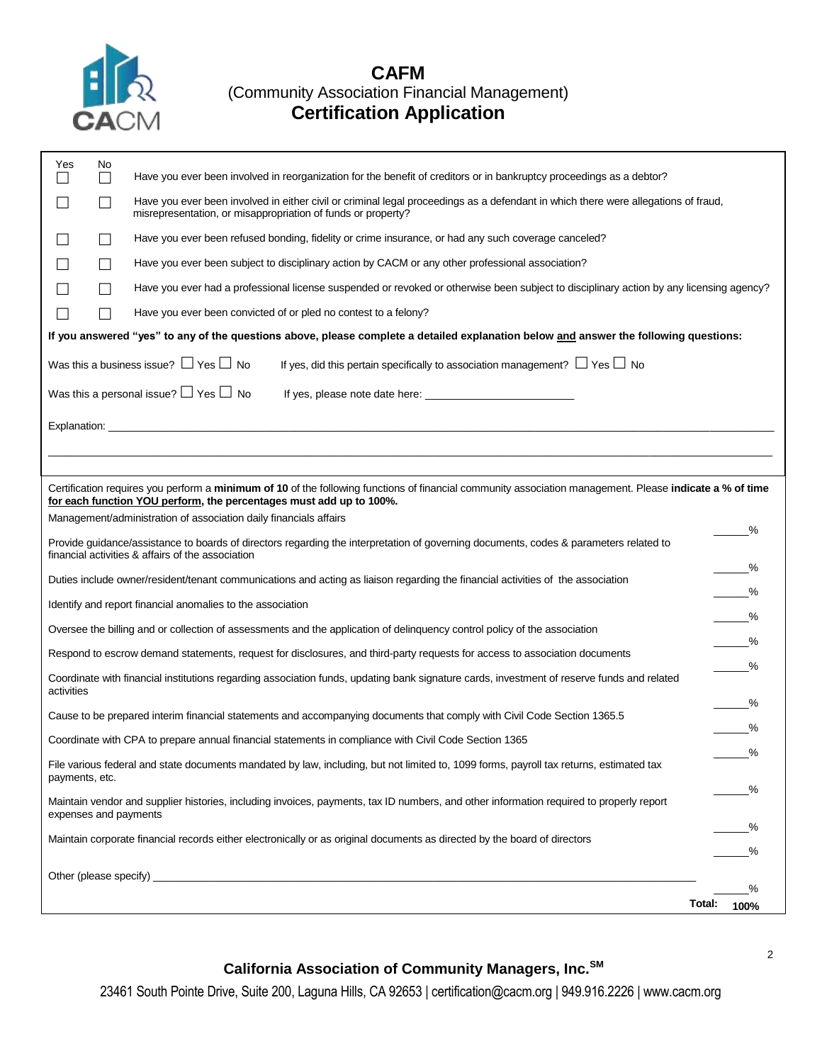# CAFM

(Community Association Financial Management)

## Certification Application

| Yes | No | |
|---|---|---|
| ☐ | ☐ | Have you ever been involved in reorganization for the benefit of creditors or in bankruptcy proceedings as a debtor? |
| ☐ | ☐ | Have you ever been involved in either civil or criminal legal proceedings as a defendant in which there were allegations of fraud, misrepresentation, or misappropriation of funds or property? |
| ☐ | ☐ | Have you ever been refused bonding, fidelity or crime insurance, or had any such coverage canceled? |
| ☐ | ☐ | Have you ever been subject to disciplinary action by CACM or any other professional association? |
| ☐ | ☐ | Have you ever had a professional license suspended or revoked or otherwise been subject to disciplinary action by any licensing agency? |
| ☐ | ☐ | Have you ever been convicted of or pled no contest to a felony? |

**If you answered "yes" to any of the questions above, please complete a detailed explanation below and answer the following questions:**

Was this a business issue? ☐ Yes ☐ No     If yes, did this pertain specifically to association management? ☐ Yes ☐ No

Was this a personal issue? ☐ Yes ☐ No     If yes, please note date here: ______________________

Explanation: ____________________________________________________________________________________

______________________________________________________________________________________________

Certification requires you perform a **minimum of 10** of the following functions of financial community association management. Please **indicate a % of time for each function YOU perform, the percentages must add up to 100%.**

| Function | % |
|---|---|
| Management/administration of association daily financials affairs | ______% |
| Provide guidance/assistance to boards of directors regarding the interpretation of governing documents, codes & parameters related to financial activities & affairs of the association | ______% |
| Duties include owner/resident/tenant communications and acting as liaison regarding the financial activities of the association | ______% |
| Identify and report financial anomalies to the association | ______% |
| Oversee the billing and or collection of assessments and the application of delinquency control policy of the association | ______% |
| Respond to escrow demand statements, request for disclosures, and third-party requests for access to association documents | ______% |
| Coordinate with financial institutions regarding association funds, updating bank signature cards, investment of reserve funds and related activities | ______% |
| Cause to be prepared interim financial statements and accompanying documents that comply with Civil Code Section 1365.5 | ______% |
| Coordinate with CPA to prepare annual financial statements in compliance with Civil Code Section 1365 | ______% |
| File various federal and state documents mandated by law, including, but not limited to, 1099 forms, payroll tax returns, estimated tax payments, etc. | ______% |
| Maintain vendor and supplier histories, including invoices, payments, tax ID numbers, and other information required to properly report expenses and payments | ______% |
| Maintain corporate financial records either electronically or as original documents as directed by the board of directors | ______% |
| Other (please specify) ______________________________________________ | ______% |
| **Total:** | **100%** |

**California Association of Community Managers, Inc.**[SM]

23461 South Pointe Drive, Suite 200, Laguna Hills, CA 92653 | certification@cacm.org | 949.916.2226 | www.cacm.org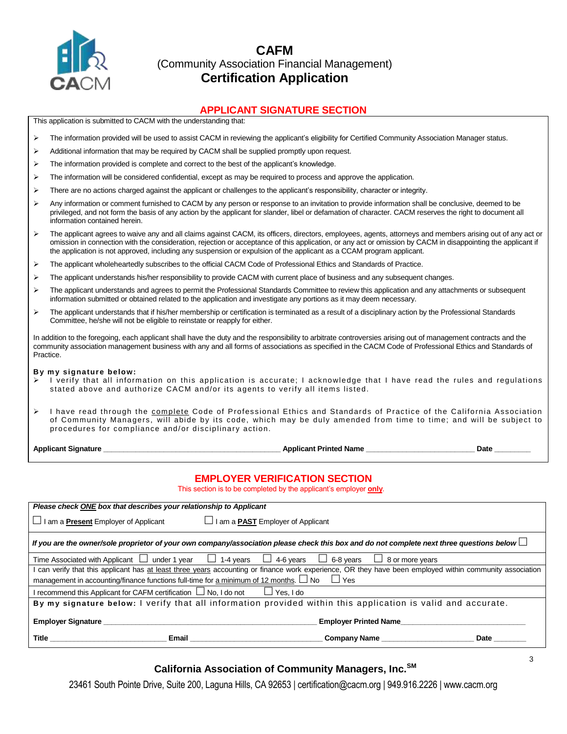# CAFM

(Community Association Financial Management)

**Certification Application**

## APPLICANT SIGNATURE SECTION

This application is submitted to CACM with the understanding that:

- The information provided will be used to assist CACM in reviewing the applicant's eligibility for Certified Community Association Manager status.
- Additional information that may be required by CACM shall be supplied promptly upon request.
- The information provided is complete and correct to the best of the applicant's knowledge.
- The information will be considered confidential, except as may be required to process and approve the application.
- There are no actions charged against the applicant or challenges to the applicant's responsibility, character or integrity.
- Any information or comment furnished to CACM by any person or response to an invitation to provide information shall be conclusive, deemed to be privileged, and not form the basis of any action by the applicant for slander, libel or defamation of character. CACM reserves the right to document all information contained herein.
- The applicant agrees to waive any and all claims against CACM, its officers, directors, employees, agents, attorneys and members arising out of any act or omission in connection with the consideration, rejection or acceptance of this application, or any act or omission by CACM in disappointing the applicant if the application is not approved, including any suspension or expulsion of the applicant as a CCAM program applicant.
- The applicant wholeheartedly subscribes to the official CACM Code of Professional Ethics and Standards of Practice.
- The applicant understands his/her responsibility to provide CACM with current place of business and any subsequent changes.
- The applicant understands and agrees to permit the Professional Standards Committee to review this application and any attachments or subsequent information submitted or obtained related to the application and investigate any portions as it may deem necessary.
- The applicant understands that if his/her membership or certification is terminated as a result of a disciplinary action by the Professional Standards Committee, he/she will not be eligible to reinstate or reapply for either.

In addition to the foregoing, each applicant shall have the duty and the responsibility to arbitrate controversies arising out of management contracts and the community association management business with any and all forms of associations as specified in the CACM Code of Professional Ethics and Standards of Practice.

**By my signature below:**

- I verify that all information on this application is accurate; I acknowledge that I have read the rules and regulations stated above and authorize CACM and/or its agents to verify all items listed.
- I have read through the complete Code of Professional Ethics and Standards of Practice of the California Association of Community Managers, will abide by its code, which may be duly amended from time to time; and will be subject to procedures for compliance and/or disciplinary action.

**Applicant Signature** ________________________ **Applicant Printed Name** ________________________ **Date** ________

## EMPLOYER VERIFICATION SECTION

This section is to be completed by the applicant's employer **only**.

***Please check ONE box that describes your relationship to Applicant***

☐ I am a **Present** Employer of Applicant   ☐ I am a **PAST** Employer of Applicant

***If you are the owner/sole proprietor of your own company/association please check this box and do not complete next three questions below*** ☐

Time Associated with Applicant ☐ under 1 year ☐ 1-4 years ☐ 4-6 years ☐ 6-8 years ☐ 8 or more years

I can verify that this applicant has at least three years accounting or finance work experience, OR they have been employed within community association management in accounting/finance functions full-time for a minimum of 12 months. ☐ No ☐ Yes

I recommend this Applicant for CAFM certification ☐ No, I do not ☐ Yes, I do

**By my signature below:** I verify that all information provided within this application is valid and accurate.

**Employer Signature** ________________________ **Employer Printed Name** ________________________

**Title** ______________ **Email** ______________ **Company Name** ______________ **Date** ________

**California Association of Community Managers, Inc.**[SM]

23461 South Pointe Drive, Suite 200, Laguna Hills, CA 92653 | certification@cacm.org | 949.916.2226 | www.cacm.org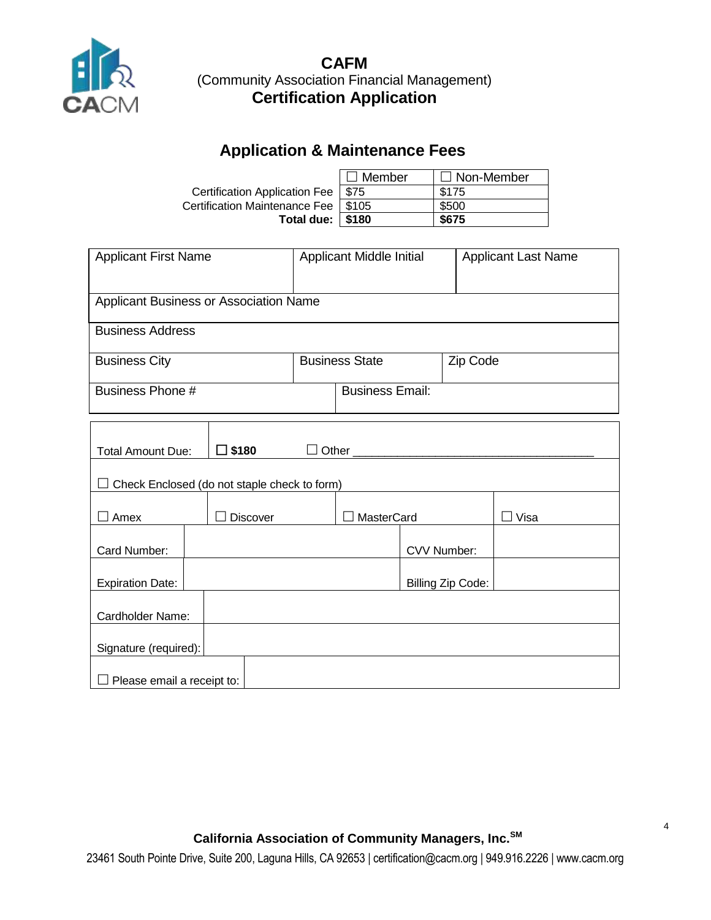# CAFM

(Community Association Financial Management)

## Certification Application

## Application & Maintenance Fees

| | ☐ Member | ☐ Non-Member |
|---|---|---|
| Certification Application Fee | $75 | $175 |
| Certification Maintenance Fee | $105 | $500 |
| **Total due:** | **$180** | **$675** |

| | | |
|---|---|---|
| Applicant First Name | Applicant Middle Initial | Applicant Last Name |
| Applicant Business or Association Name | | |
| Business Address | | |
| Business City | Business State | Zip Code |
| Business Phone # | Business Email: | |

| | | | |
|---|---|---|---|
| Total Amount Due: | ☐ **$180** | ☐ Other ________________________________________ | |
| ☐ Check Enclosed (do not staple check to form) | | | |
| ☐ Amex | ☐ Discover | ☐ MasterCard | ☐ Visa |
| Card Number: | | CVV Number: | |
| Expiration Date: | | Billing Zip Code: | |
| Cardholder Name: | | | |
| Signature (required): | | | |
| ☐ Please email a receipt to: | | | |

**California Association of Community Managers, Inc.**[SM]

23461 South Pointe Drive, Suite 200, Laguna Hills, CA 92653 | certification@cacm.org | 949.916.2226 | www.cacm.org